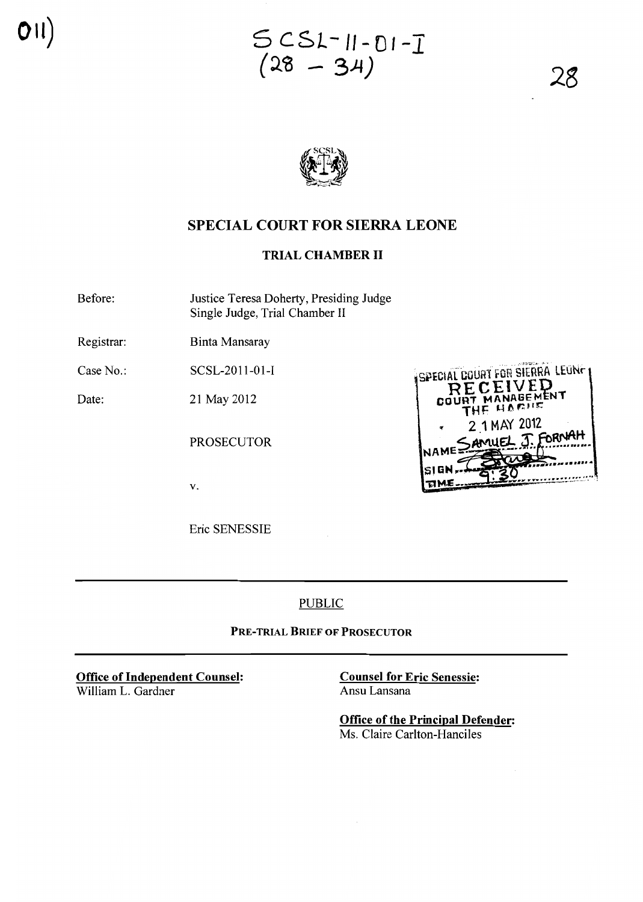SCSL-11-01-I
(28 - 34)

# SPECIAL COURT FOR SIERRA LEONE

## TRIAL CHAMBER II

Before: Justice Teresa Doherty, Presiding Judge
Single Judge, Trial Chamber II

Registrar: Binta Mansaray

Case No.: SCSL-2011-01-I

Date: 21 May 2012

SPECIAL COURT FOR SIERRA LEONE
RECEIVED
COURT MANAGEMENT
THE HAGUE
21 MAY 2012
NAME SAMUEL J. FORNAH
SIGN
TIME 9:30

PROSECUTOR

v.

Eric SENESSIE

PUBLIC

**PRE-TRIAL BRIEF OF PROSECUTOR**

**Office of Independent Counsel:**
William L. Gardner

**Counsel for Eric Senessie:**
Ansu Lansana

**Office of the Principal Defender:**
Ms. Claire Carlton-Hanciles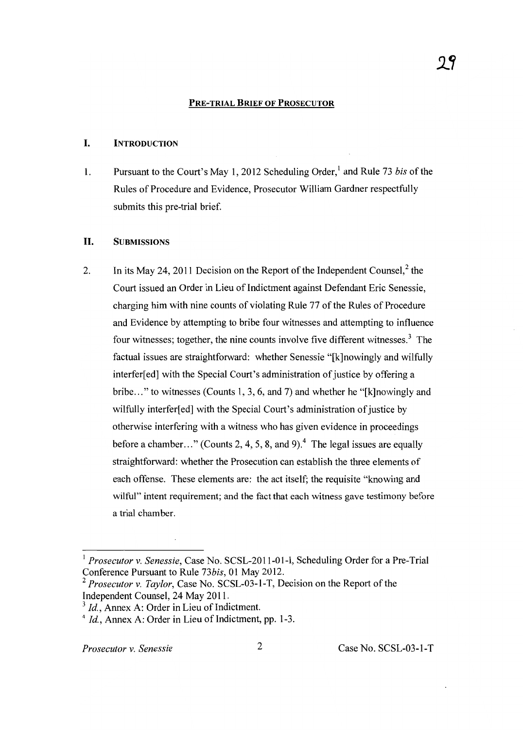## PRE-TRIAL BRIEF OF PROSECUTOR

### I. INTRODUCTION

1. Pursuant to the Court's May 1, 2012 Scheduling Order,[1] and Rule 73 *bis* of the Rules of Procedure and Evidence, Prosecutor William Gardner respectfully submits this pre-trial brief.

### II. SUBMISSIONS

2. In its May 24, 2011 Decision on the Report of the Independent Counsel,[2] the Court issued an Order in Lieu of Indictment against Defendant Eric Senessie, charging him with nine counts of violating Rule 77 of the Rules of Procedure and Evidence by attempting to bribe four witnesses and attempting to influence four witnesses; together, the nine counts involve five different witnesses.[3] The factual issues are straightforward: whether Senessie "[k]nowingly and wilfully interfer[ed] with the Special Court's administration of justice by offering a bribe..." to witnesses (Counts 1, 3, 6, and 7) and whether he "[k]nowingly and wilfully interfer[ed] with the Special Court's administration of justice by otherwise interfering with a witness who has given evidence in proceedings before a chamber..." (Counts 2, 4, 5, 8, and 9).[4] The legal issues are equally straightforward: whether the Prosecution can establish the three elements of each offense. These elements are: the act itself; the requisite "knowing and wilful" intent requirement; and the fact that each witness gave testimony before a trial chamber.

---

[1] *Prosecutor v. Senessie*, Case No. SCSL-2011-01-I, Scheduling Order for a Pre-Trial Conference Pursuant to Rule 73*bis*, 01 May 2012.

[2] *Prosecutor v. Taylor*, Case No. SCSL-03-1-T, Decision on the Report of the Independent Counsel, 24 May 2011.

[3] *Id.*, Annex A: Order in Lieu of Indictment.

[4] *Id.*, Annex A: Order in Lieu of Indictment, pp. 1-3.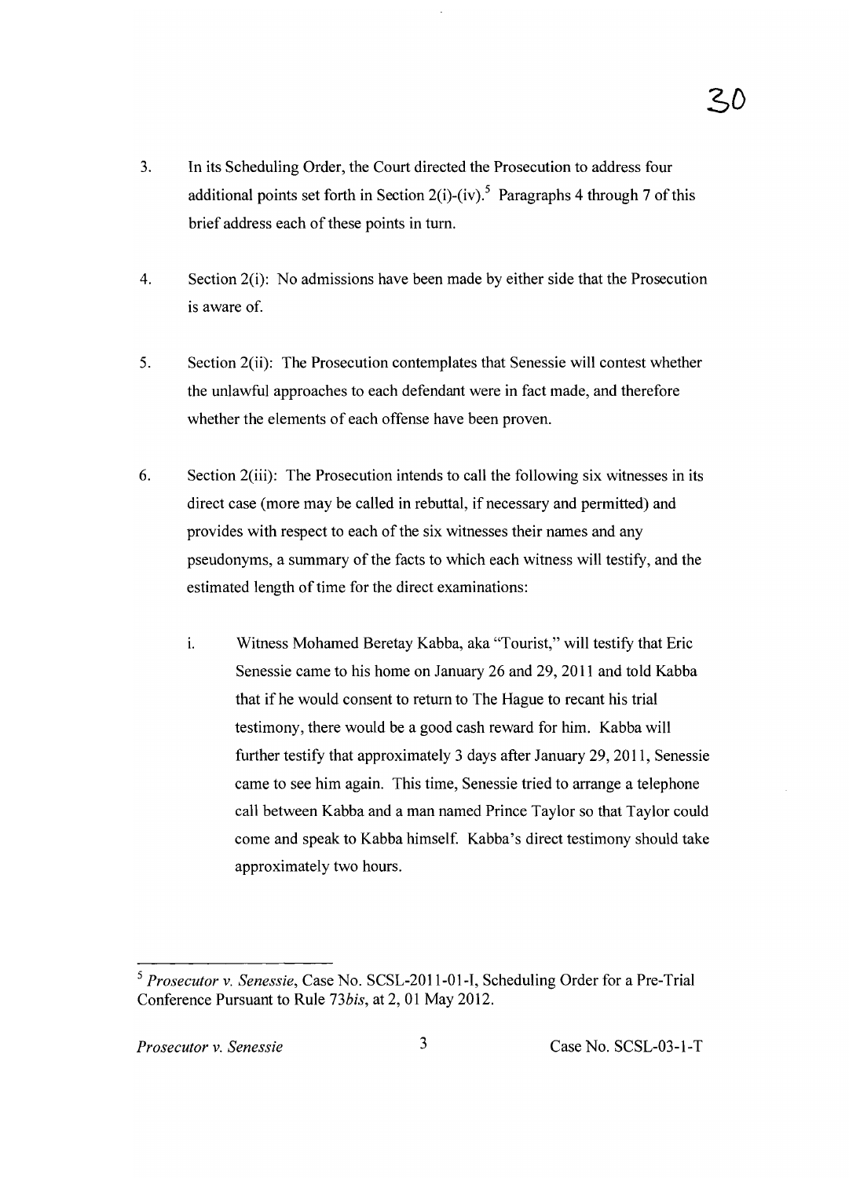3. In its Scheduling Order, the Court directed the Prosecution to address four additional points set forth in Section 2(i)-(iv).[5] Paragraphs 4 through 7 of this brief address each of these points in turn.

4. Section 2(i): No admissions have been made by either side that the Prosecution is aware of.

5. Section 2(ii): The Prosecution contemplates that Senessie will contest whether the unlawful approaches to each defendant were in fact made, and therefore whether the elements of each offense have been proven.

6. Section 2(iii): The Prosecution intends to call the following six witnesses in its direct case (more may be called in rebuttal, if necessary and permitted) and provides with respect to each of the six witnesses their names and any pseudonyms, a summary of the facts to which each witness will testify, and the estimated length of time for the direct examinations:

   i. Witness Mohamed Beretay Kabba, aka "Tourist," will testify that Eric Senessie came to his home on January 26 and 29, 2011 and told Kabba that if he would consent to return to The Hague to recant his trial testimony, there would be a good cash reward for him. Kabba will further testify that approximately 3 days after January 29, 2011, Senessie came to see him again. This time, Senessie tried to arrange a telephone call between Kabba and a man named Prince Taylor so that Taylor could come and speak to Kabba himself. Kabba's direct testimony should take approximately two hours.

---

[5] *Prosecutor v. Senessie*, Case No. SCSL-2011-01-I, Scheduling Order for a Pre-Trial Conference Pursuant to Rule 73*bis*, at 2, 01 May 2012.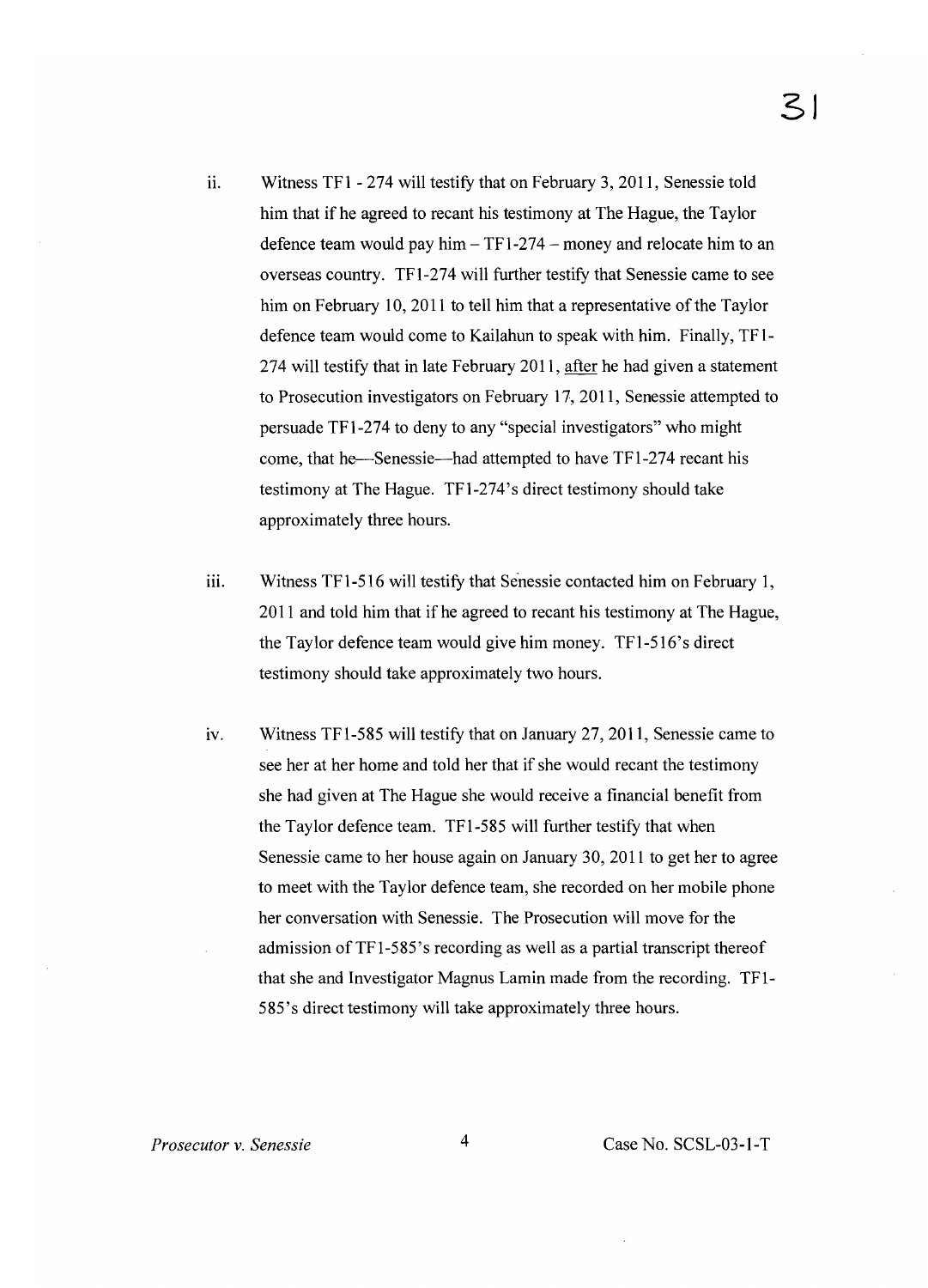ii. Witness TF1 - 274 will testify that on February 3, 2011, Senessie told him that if he agreed to recant his testimony at The Hague, the Taylor defence team would pay him – TF1-274 – money and relocate him to an overseas country. TF1-274 will further testify that Senessie came to see him on February 10, 2011 to tell him that a representative of the Taylor defence team would come to Kailahun to speak with him. Finally, TF1-274 will testify that in late February 2011, <u>after</u> he had given a statement to Prosecution investigators on February 17, 2011, Senessie attempted to persuade TF1-274 to deny to any "special investigators" who might come, that he—Senessie—had attempted to have TF1-274 recant his testimony at The Hague. TF1-274's direct testimony should take approximately three hours.

iii. Witness TF1-516 will testify that Senessie contacted him on February 1, 2011 and told him that if he agreed to recant his testimony at The Hague, the Taylor defence team would give him money. TF1-516's direct testimony should take approximately two hours.

iv. Witness TF1-585 will testify that on January 27, 2011, Senessie came to see her at her home and told her that if she would recant the testimony she had given at The Hague she would receive a financial benefit from the Taylor defence team. TF1-585 will further testify that when Senessie came to her house again on January 30, 2011 to get her to agree to meet with the Taylor defence team, she recorded on her mobile phone her conversation with Senessie. The Prosecution will move for the admission of TF1-585's recording as well as a partial transcript thereof that she and Investigator Magnus Lamin made from the recording. TF1-585's direct testimony will take approximately three hours.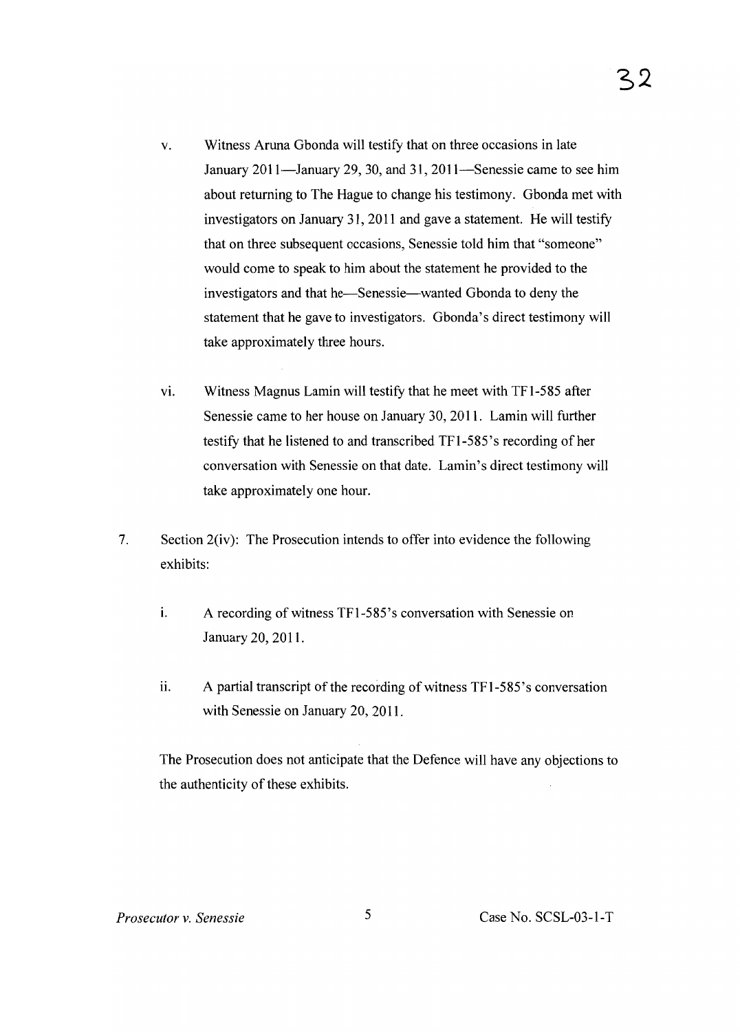v. Witness Aruna Gbonda will testify that on three occasions in late January 2011—January 29, 30, and 31, 2011—Senessie came to see him about returning to The Hague to change his testimony. Gbonda met with investigators on January 31, 2011 and gave a statement. He will testify that on three subsequent occasions, Senessie told him that "someone" would come to speak to him about the statement he provided to the investigators and that he—Senessie—wanted Gbonda to deny the statement that he gave to investigators. Gbonda's direct testimony will take approximately three hours.

vi. Witness Magnus Lamin will testify that he meet with TF1-585 after Senessie came to her house on January 30, 2011. Lamin will further testify that he listened to and transcribed TF1-585's recording of her conversation with Senessie on that date. Lamin's direct testimony will take approximately one hour.

7. Section 2(iv): The Prosecution intends to offer into evidence the following exhibits:

   i. A recording of witness TF1-585's conversation with Senessie on January 20, 2011.

   ii. A partial transcript of the recording of witness TF1-585's conversation with Senessie on January 20, 2011.

   The Prosecution does not anticipate that the Defence will have any objections to the authenticity of these exhibits.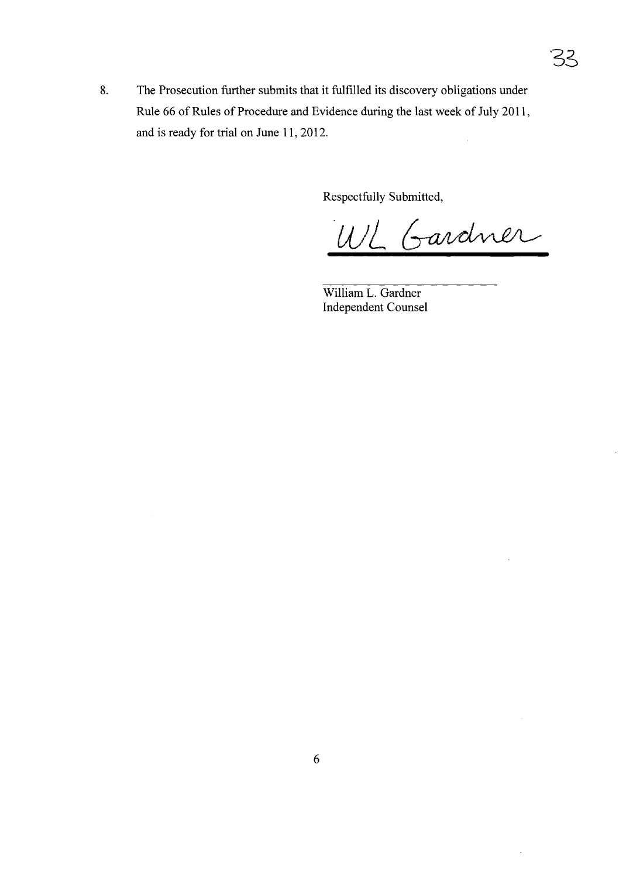8. The Prosecution further submits that it fulfilled its discovery obligations under Rule 66 of Rules of Procedure and Evidence during the last week of July 2011, and is ready for trial on June 11, 2012.

Respectfully Submitted,

WL Gardner

William L. Gardner
Independent Counsel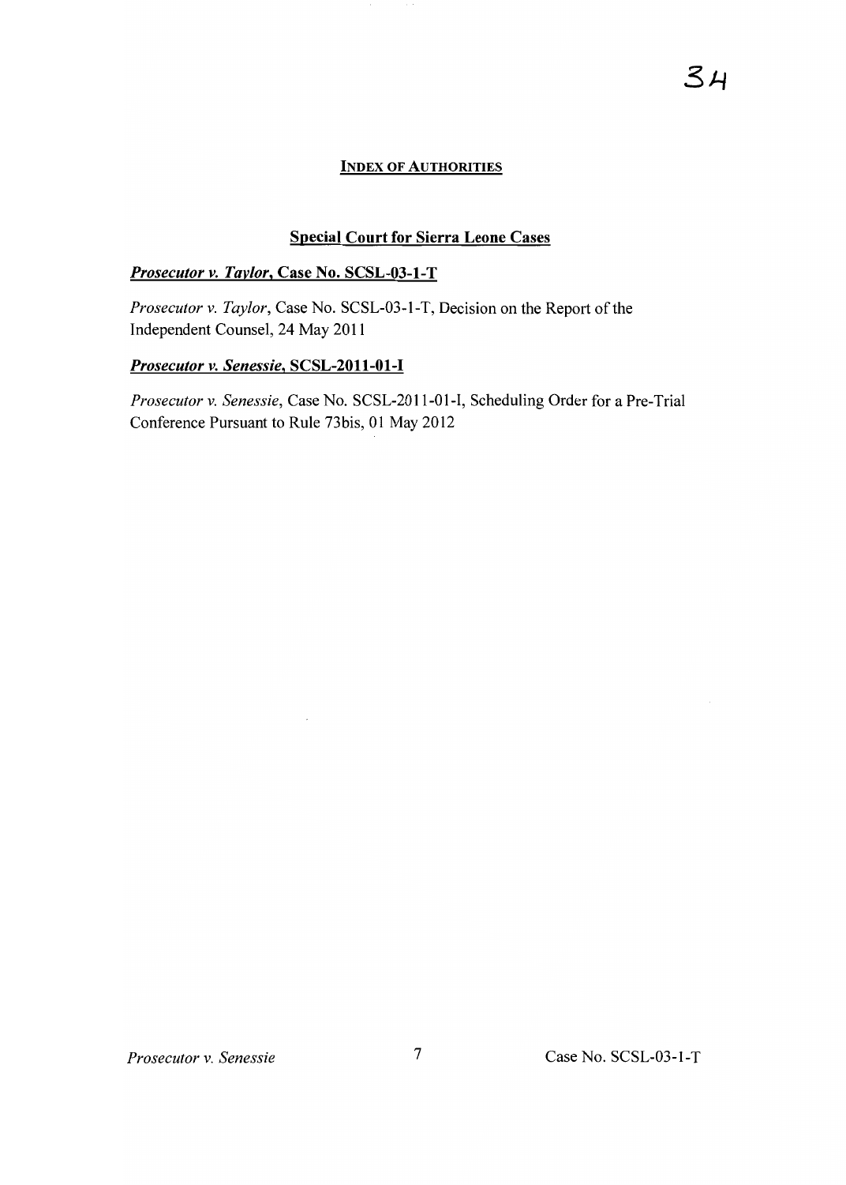## INDEX OF AUTHORITIES

### Special Court for Sierra Leone Cases

***Prosecutor v. Taylor*, Case No. SCSL-03-1-T**

*Prosecutor v. Taylor*, Case No. SCSL-03-1-T, Decision on the Report of the Independent Counsel, 24 May 2011

***Prosecutor v. Senessie*, SCSL-2011-01-I**

*Prosecutor v. Senessie*, Case No. SCSL-2011-01-I, Scheduling Order for a Pre-Trial Conference Pursuant to Rule 73bis, 01 May 2012